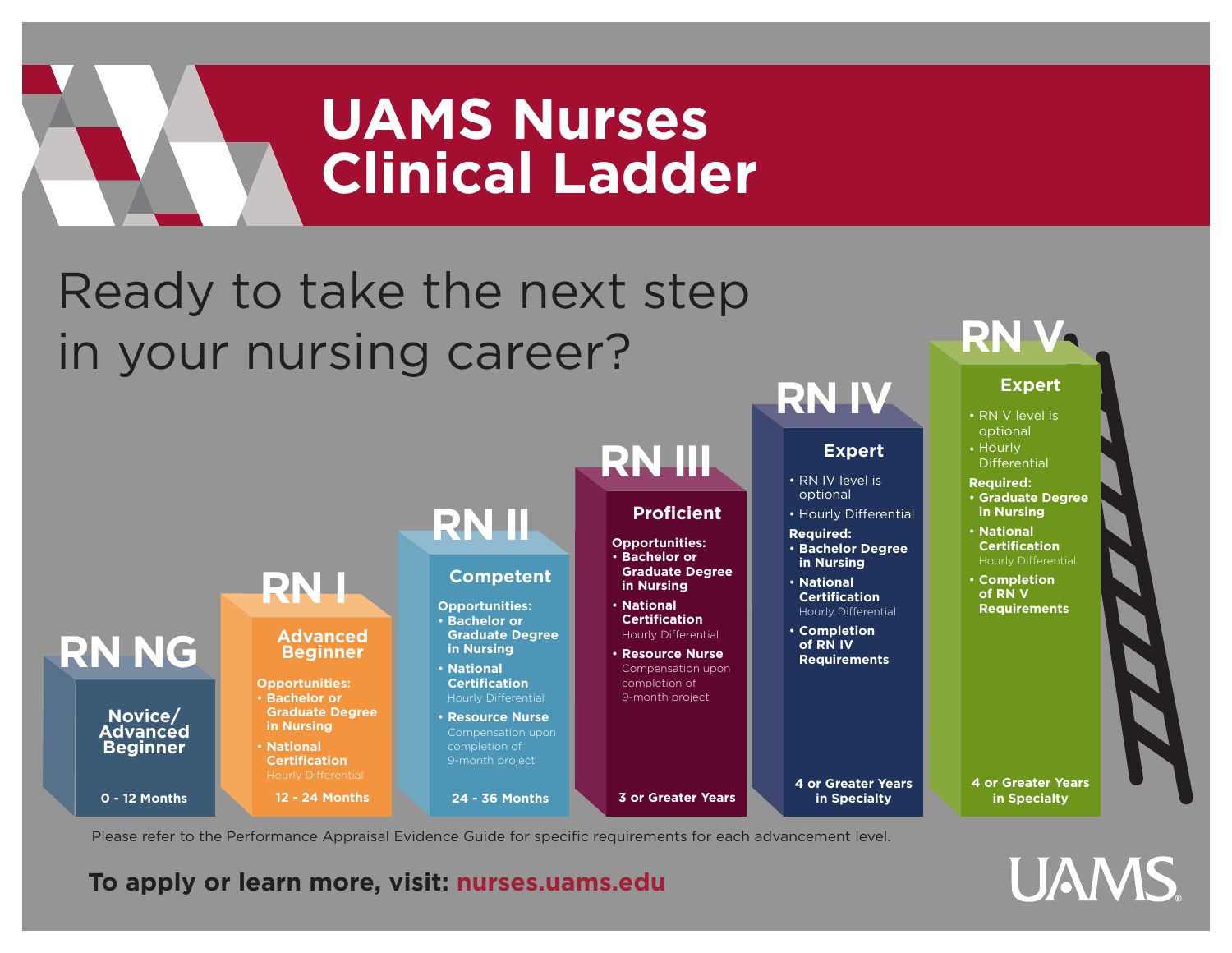# UAMS Nurses Clinical Ladder

## Ready to take the next step in your nursing career?

### RN NG

**Novice/ Advanced Beginner**

**0 - 12 Months**

### RN I

**Advanced Beginner**

**Opportunities:**
- **Bachelor or Graduate Degree in Nursing**
- **National Certification**
  Hourly Differential

**12 - 24 Months**

### RN II

**Competent**

**Opportunities:**
- **Bachelor or Graduate Degree in Nursing**
- **National Certification**
  Hourly Differential
- **Resource Nurse**
  Compensation upon completion of 9-month project

**24 - 36 Months**

### RN III

**Proficient**

**Opportunities:**
- **Bachelor or Graduate Degree in Nursing**
- **National Certification**
  Hourly Differential
- **Resource Nurse**
  Compensation upon completion of 9-month project

**3 or Greater Years**

### RN IV

**Expert**

- RN IV level is optional
- Hourly Differential

**Required:**
- **Bachelor Degree in Nursing**
- **National Certification**
  Hourly Differential
- **Completion of RN IV Requirements**

**4 or Greater Years in Specialty**

### RN V

**Expert**

- RN V level is optional
- Hourly Differential

**Required:**
- **Graduate Degree in Nursing**
- **National Certification**
  Hourly Differential
- **Completion of RN V Requirements**

**4 or Greater Years in Specialty**

Please refer to the Performance Appraisal Evidence Guide for specific requirements for each advancement level.

**To apply or learn more, visit: nurses.uams.edu**

UAMS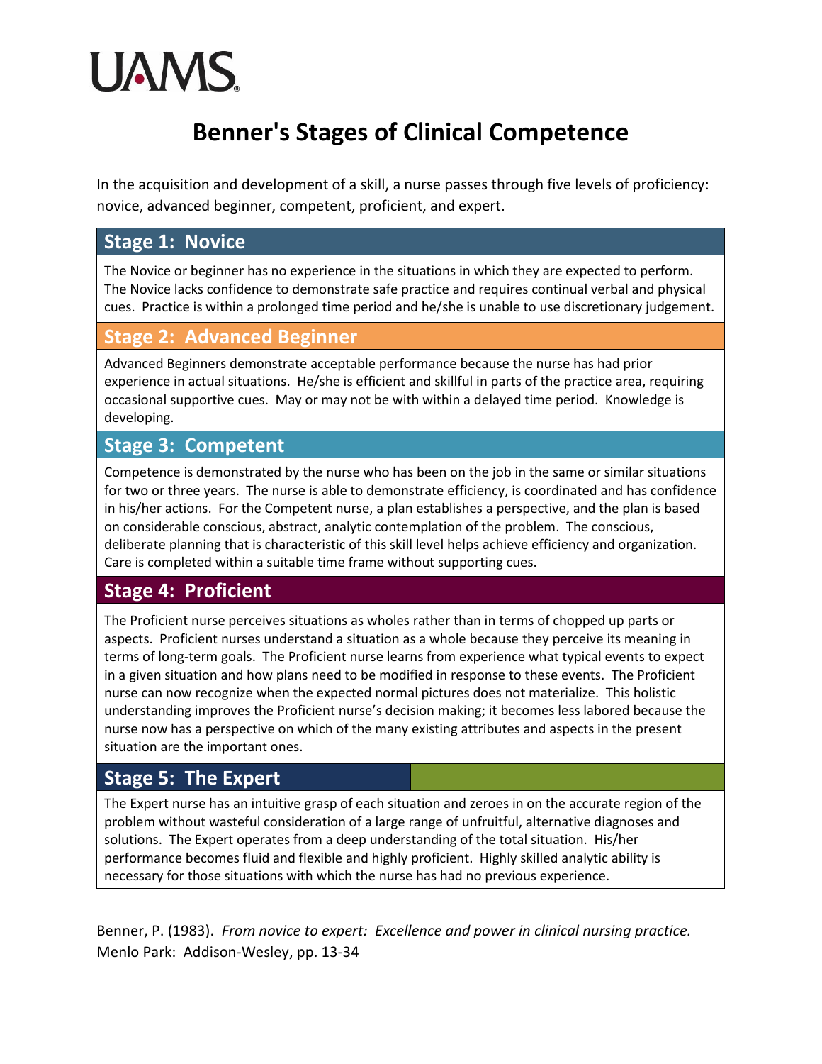# Benner's Stages of Clinical Competence

In the acquisition and development of a skill, a nurse passes through five levels of proficiency: novice, advanced beginner, competent, proficient, and expert.

## Stage 1: Novice

The Novice or beginner has no experience in the situations in which they are expected to perform. The Novice lacks confidence to demonstrate safe practice and requires continual verbal and physical cues. Practice is within a prolonged time period and he/she is unable to use discretionary judgement.

## Stage 2: Advanced Beginner

Advanced Beginners demonstrate acceptable performance because the nurse has had prior experience in actual situations. He/she is efficient and skillful in parts of the practice area, requiring occasional supportive cues. May or may not be with within a delayed time period. Knowledge is developing.

## Stage 3: Competent

Competence is demonstrated by the nurse who has been on the job in the same or similar situations for two or three years. The nurse is able to demonstrate efficiency, is coordinated and has confidence in his/her actions. For the Competent nurse, a plan establishes a perspective, and the plan is based on considerable conscious, abstract, analytic contemplation of the problem. The conscious, deliberate planning that is characteristic of this skill level helps achieve efficiency and organization. Care is completed within a suitable time frame without supporting cues.

## Stage 4: Proficient

The Proficient nurse perceives situations as wholes rather than in terms of chopped up parts or aspects. Proficient nurses understand a situation as a whole because they perceive its meaning in terms of long-term goals. The Proficient nurse learns from experience what typical events to expect in a given situation and how plans need to be modified in response to these events. The Proficient nurse can now recognize when the expected normal pictures does not materialize. This holistic understanding improves the Proficient nurse's decision making; it becomes less labored because the nurse now has a perspective on which of the many existing attributes and aspects in the present situation are the important ones.

## Stage 5: The Expert

The Expert nurse has an intuitive grasp of each situation and zeroes in on the accurate region of the problem without wasteful consideration of a large range of unfruitful, alternative diagnoses and solutions. The Expert operates from a deep understanding of the total situation. His/her performance becomes fluid and flexible and highly proficient. Highly skilled analytic ability is necessary for those situations with which the nurse has had no previous experience.

Benner, P. (1983). *From novice to expert: Excellence and power in clinical nursing practice.* Menlo Park: Addison-Wesley, pp. 13-34